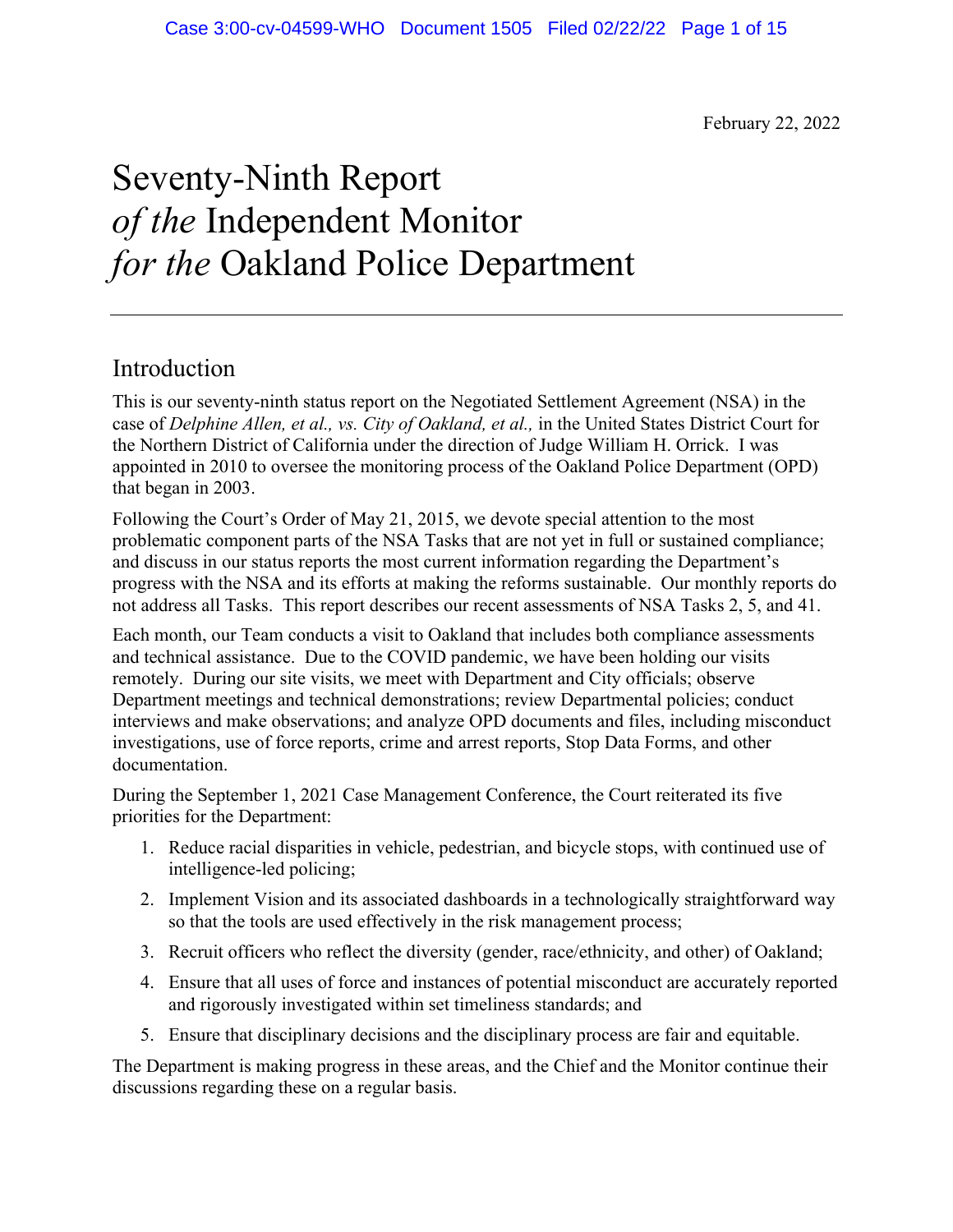February 22, 2022

# Seventy-Ninth Report *of the* Independent Monitor *for the* Oakland Police Department

## Introduction

This is our seventy-ninth status report on the Negotiated Settlement Agreement (NSA) in the case of *Delphine Allen, et al., vs. City of Oakland, et al.,* in the United States District Court for the Northern District of California under the direction of Judge William H. Orrick. I was appointed in 2010 to oversee the monitoring process of the Oakland Police Department (OPD) that began in 2003.

Following the Court's Order of May 21, 2015, we devote special attention to the most problematic component parts of the NSA Tasks that are not yet in full or sustained compliance; and discuss in our status reports the most current information regarding the Department's progress with the NSA and its efforts at making the reforms sustainable. Our monthly reports do not address all Tasks. This report describes our recent assessments of NSA Tasks 2, 5, and 41.

Each month, our Team conducts a visit to Oakland that includes both compliance assessments and technical assistance. Due to the COVID pandemic, we have been holding our visits remotely. During our site visits, we meet with Department and City officials; observe Department meetings and technical demonstrations; review Departmental policies; conduct interviews and make observations; and analyze OPD documents and files, including misconduct investigations, use of force reports, crime and arrest reports, Stop Data Forms, and other documentation.

During the September 1, 2021 Case Management Conference, the Court reiterated its five priorities for the Department:

1. Reduce racial disparities in vehicle, pedestrian, and bicycle stops, with continued use of intelligence-led policing;
2. Implement Vision and its associated dashboards in a technologically straightforward way so that the tools are used effectively in the risk management process;
3. Recruit officers who reflect the diversity (gender, race/ethnicity, and other) of Oakland;
4. Ensure that all uses of force and instances of potential misconduct are accurately reported and rigorously investigated within set timeliness standards; and
5. Ensure that disciplinary decisions and the disciplinary process are fair and equitable.

The Department is making progress in these areas, and the Chief and the Monitor continue their discussions regarding these on a regular basis.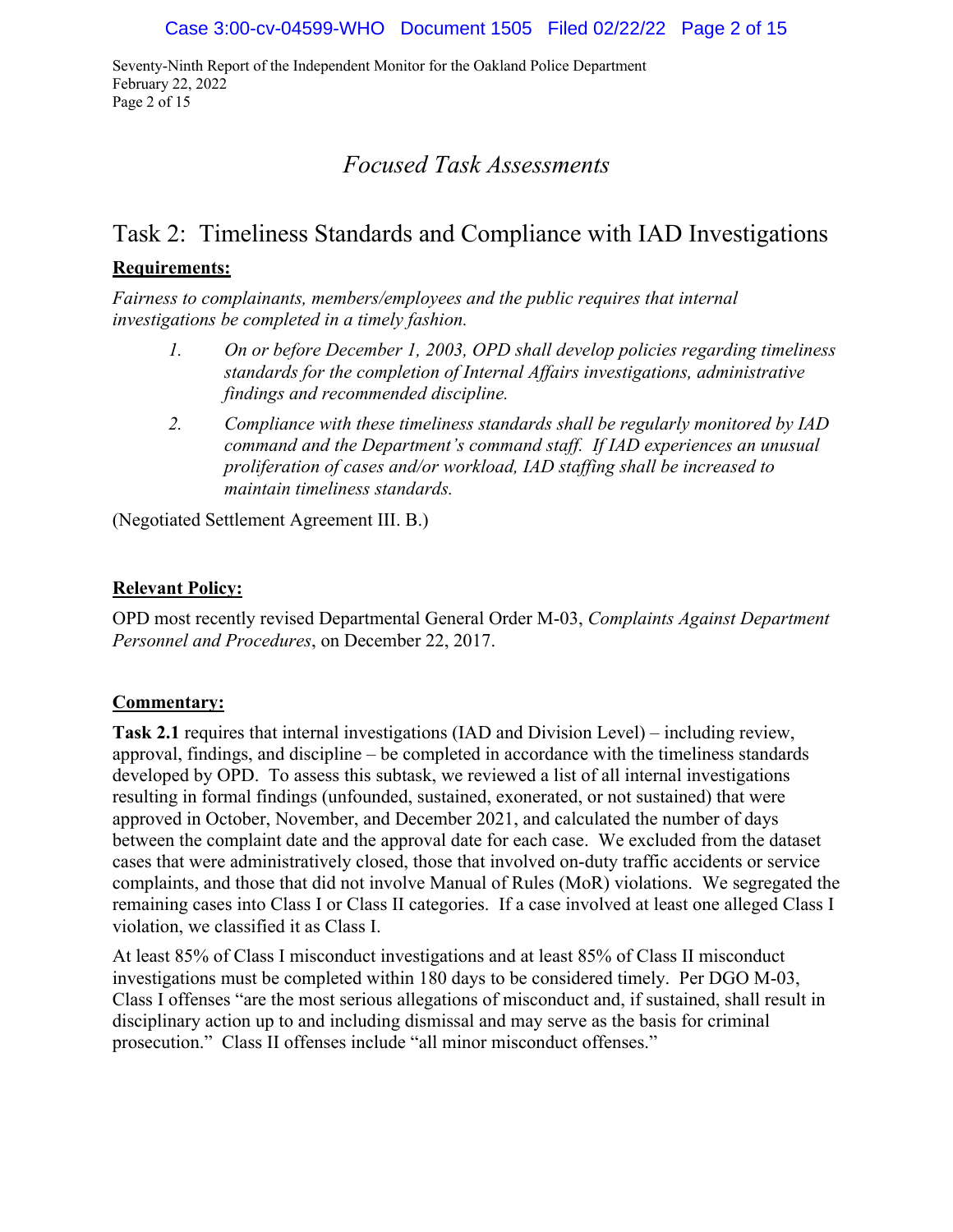# *Focused Task Assessments*

## Task 2: Timeliness Standards and Compliance with IAD Investigations

**Requirements:**

*Fairness to complainants, members/employees and the public requires that internal investigations be completed in a timely fashion.*

1. *On or before December 1, 2003, OPD shall develop policies regarding timeliness standards for the completion of Internal Affairs investigations, administrative findings and recommended discipline.*
2. *Compliance with these timeliness standards shall be regularly monitored by IAD command and the Department's command staff. If IAD experiences an unusual proliferation of cases and/or workload, IAD staffing shall be increased to maintain timeliness standards.*

(Negotiated Settlement Agreement III. B.)

**Relevant Policy:**

OPD most recently revised Departmental General Order M-03, *Complaints Against Department Personnel and Procedures*, on December 22, 2017.

**Commentary:**

**Task 2.1** requires that internal investigations (IAD and Division Level) – including review, approval, findings, and discipline – be completed in accordance with the timeliness standards developed by OPD. To assess this subtask, we reviewed a list of all internal investigations resulting in formal findings (unfounded, sustained, exonerated, or not sustained) that were approved in October, November, and December 2021, and calculated the number of days between the complaint date and the approval date for each case. We excluded from the dataset cases that were administratively closed, those that involved on-duty traffic accidents or service complaints, and those that did not involve Manual of Rules (MoR) violations. We segregated the remaining cases into Class I or Class II categories. If a case involved at least one alleged Class I violation, we classified it as Class I.

At least 85% of Class I misconduct investigations and at least 85% of Class II misconduct investigations must be completed within 180 days to be considered timely. Per DGO M-03, Class I offenses "are the most serious allegations of misconduct and, if sustained, shall result in disciplinary action up to and including dismissal and may serve as the basis for criminal prosecution." Class II offenses include "all minor misconduct offenses."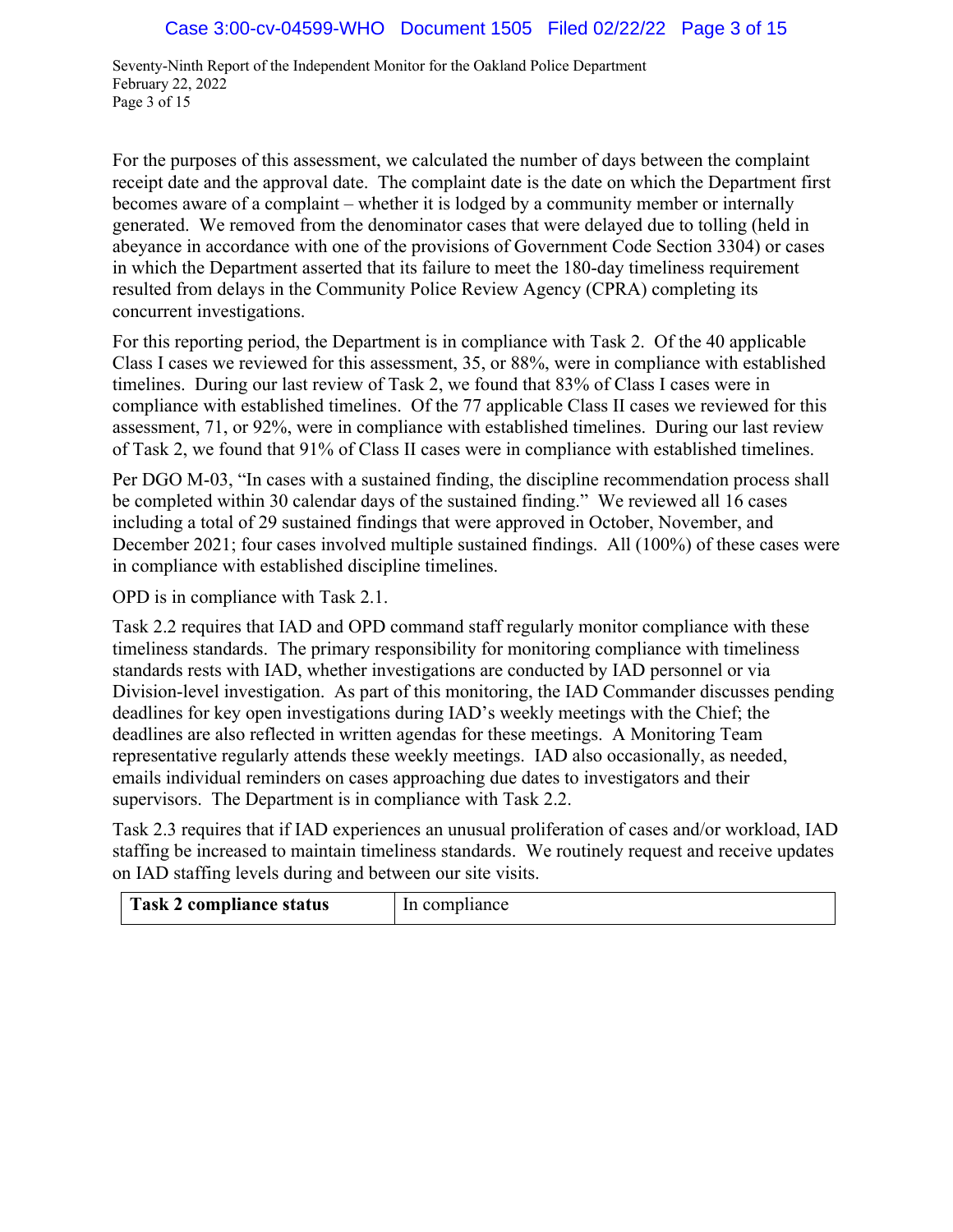For the purposes of this assessment, we calculated the number of days between the complaint receipt date and the approval date. The complaint date is the date on which the Department first becomes aware of a complaint – whether it is lodged by a community member or internally generated. We removed from the denominator cases that were delayed due to tolling (held in abeyance in accordance with one of the provisions of Government Code Section 3304) or cases in which the Department asserted that its failure to meet the 180-day timeliness requirement resulted from delays in the Community Police Review Agency (CPRA) completing its concurrent investigations.

For this reporting period, the Department is in compliance with Task 2. Of the 40 applicable Class I cases we reviewed for this assessment, 35, or 88%, were in compliance with established timelines. During our last review of Task 2, we found that 83% of Class I cases were in compliance with established timelines. Of the 77 applicable Class II cases we reviewed for this assessment, 71, or 92%, were in compliance with established timelines. During our last review of Task 2, we found that 91% of Class II cases were in compliance with established timelines.

Per DGO M-03, "In cases with a sustained finding, the discipline recommendation process shall be completed within 30 calendar days of the sustained finding." We reviewed all 16 cases including a total of 29 sustained findings that were approved in October, November, and December 2021; four cases involved multiple sustained findings. All (100%) of these cases were in compliance with established discipline timelines.

OPD is in compliance with Task 2.1.

Task 2.2 requires that IAD and OPD command staff regularly monitor compliance with these timeliness standards. The primary responsibility for monitoring compliance with timeliness standards rests with IAD, whether investigations are conducted by IAD personnel or via Division-level investigation. As part of this monitoring, the IAD Commander discusses pending deadlines for key open investigations during IAD's weekly meetings with the Chief; the deadlines are also reflected in written agendas for these meetings. A Monitoring Team representative regularly attends these weekly meetings. IAD also occasionally, as needed, emails individual reminders on cases approaching due dates to investigators and their supervisors. The Department is in compliance with Task 2.2.

Task 2.3 requires that if IAD experiences an unusual proliferation of cases and/or workload, IAD staffing be increased to maintain timeliness standards. We routinely request and receive updates on IAD staffing levels during and between our site visits.

| | |
|---|---|
| **Task 2 compliance status** | In compliance |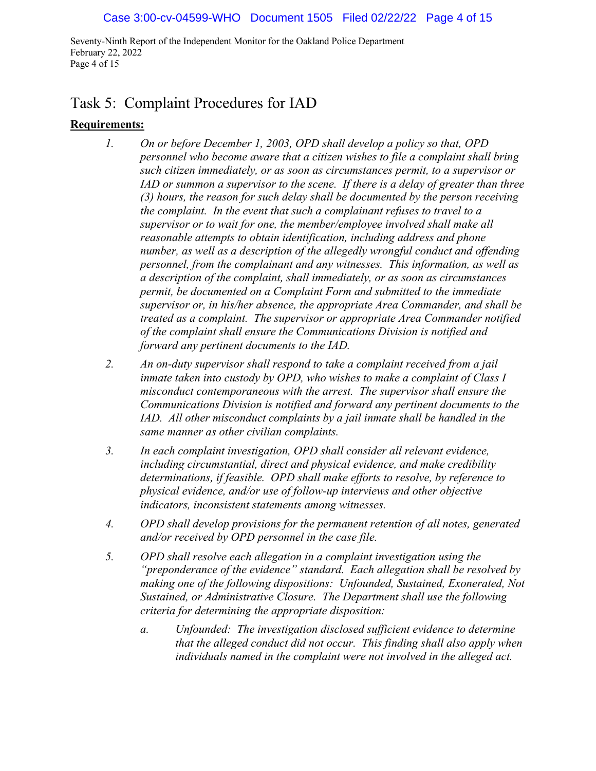# Task 5: Complaint Procedures for IAD

**Requirements:**

1. *On or before December 1, 2003, OPD shall develop a policy so that, OPD personnel who become aware that a citizen wishes to file a complaint shall bring such citizen immediately, or as soon as circumstances permit, to a supervisor or IAD or summon a supervisor to the scene. If there is a delay of greater than three (3) hours, the reason for such delay shall be documented by the person receiving the complaint. In the event that such a complainant refuses to travel to a supervisor or to wait for one, the member/employee involved shall make all reasonable attempts to obtain identification, including address and phone number, as well as a description of the allegedly wrongful conduct and offending personnel, from the complainant and any witnesses. This information, as well as a description of the complaint, shall immediately, or as soon as circumstances permit, be documented on a Complaint Form and submitted to the immediate supervisor or, in his/her absence, the appropriate Area Commander, and shall be treated as a complaint. The supervisor or appropriate Area Commander notified of the complaint shall ensure the Communications Division is notified and forward any pertinent documents to the IAD.*

2. *An on-duty supervisor shall respond to take a complaint received from a jail inmate taken into custody by OPD, who wishes to make a complaint of Class I misconduct contemporaneous with the arrest. The supervisor shall ensure the Communications Division is notified and forward any pertinent documents to the IAD. All other misconduct complaints by a jail inmate shall be handled in the same manner as other civilian complaints.*

3. *In each complaint investigation, OPD shall consider all relevant evidence, including circumstantial, direct and physical evidence, and make credibility determinations, if feasible. OPD shall make efforts to resolve, by reference to physical evidence, and/or use of follow-up interviews and other objective indicators, inconsistent statements among witnesses.*

4. *OPD shall develop provisions for the permanent retention of all notes, generated and/or received by OPD personnel in the case file.*

5. *OPD shall resolve each allegation in a complaint investigation using the "preponderance of the evidence" standard. Each allegation shall be resolved by making one of the following dispositions: Unfounded, Sustained, Exonerated, Not Sustained, or Administrative Closure. The Department shall use the following criteria for determining the appropriate disposition:*

   a. *Unfounded: The investigation disclosed sufficient evidence to determine that the alleged conduct did not occur. This finding shall also apply when individuals named in the complaint were not involved in the alleged act.*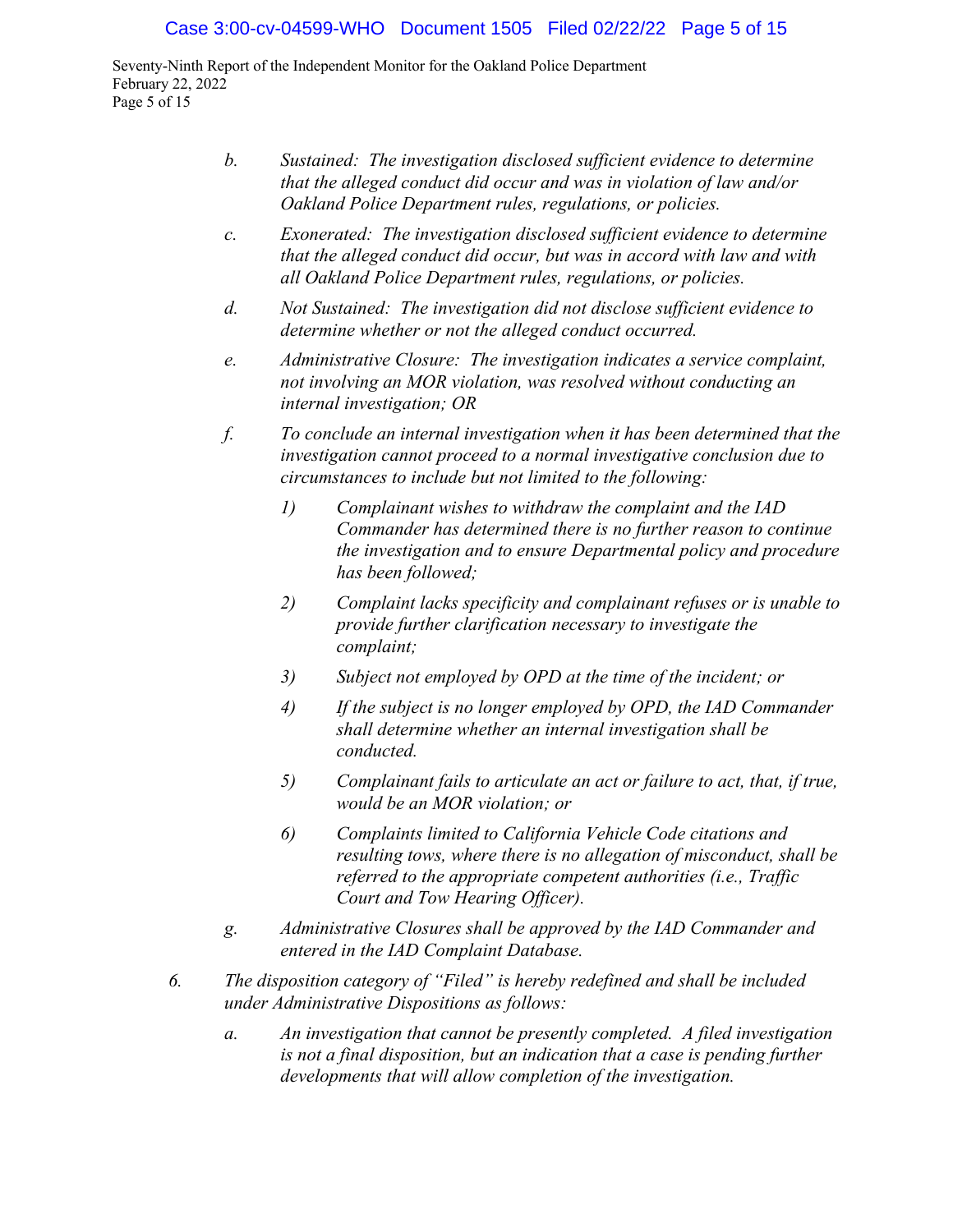*b. Sustained: The investigation disclosed sufficient evidence to determine that the alleged conduct did occur and was in violation of law and/or Oakland Police Department rules, regulations, or policies.*

*c. Exonerated: The investigation disclosed sufficient evidence to determine that the alleged conduct did occur, but was in accord with law and with all Oakland Police Department rules, regulations, or policies.*

*d. Not Sustained: The investigation did not disclose sufficient evidence to determine whether or not the alleged conduct occurred.*

*e. Administrative Closure: The investigation indicates a service complaint, not involving an MOR violation, was resolved without conducting an internal investigation; OR*

*f. To conclude an internal investigation when it has been determined that the investigation cannot proceed to a normal investigative conclusion due to circumstances to include but not limited to the following:*

*1) Complainant wishes to withdraw the complaint and the IAD Commander has determined there is no further reason to continue the investigation and to ensure Departmental policy and procedure has been followed;*

*2) Complaint lacks specificity and complainant refuses or is unable to provide further clarification necessary to investigate the complaint;*

*3) Subject not employed by OPD at the time of the incident; or*

*4) If the subject is no longer employed by OPD, the IAD Commander shall determine whether an internal investigation shall be conducted.*

*5) Complainant fails to articulate an act or failure to act, that, if true, would be an MOR violation; or*

*6) Complaints limited to California Vehicle Code citations and resulting tows, where there is no allegation of misconduct, shall be referred to the appropriate competent authorities (i.e., Traffic Court and Tow Hearing Officer).*

*g. Administrative Closures shall be approved by the IAD Commander and entered in the IAD Complaint Database.*

*6. The disposition category of "Filed" is hereby redefined and shall be included under Administrative Dispositions as follows:*

*a. An investigation that cannot be presently completed. A filed investigation is not a final disposition, but an indication that a case is pending further developments that will allow completion of the investigation.*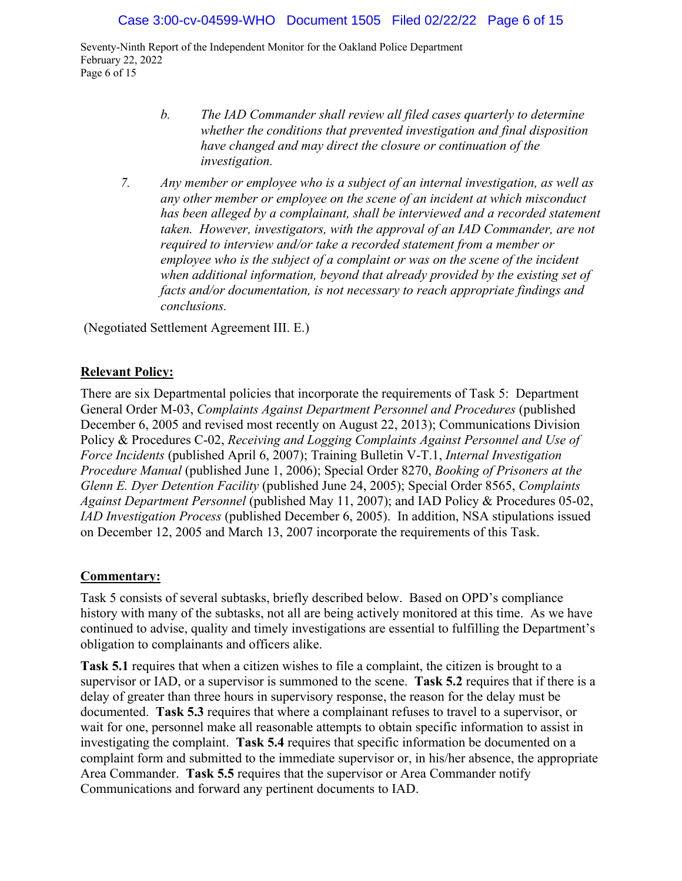> *b. The IAD Commander shall review all filed cases quarterly to determine whether the conditions that prevented investigation and final disposition have changed and may direct the closure or continuation of the investigation.*
>
> *7. Any member or employee who is a subject of an internal investigation, as well as any other member or employee on the scene of an incident at which misconduct has been alleged by a complainant, shall be interviewed and a recorded statement taken. However, investigators, with the approval of an IAD Commander, are not required to interview and/or take a recorded statement from a member or employee who is the subject of a complaint or was on the scene of the incident when additional information, beyond that already provided by the existing set of facts and/or documentation, is not necessary to reach appropriate findings and conclusions.*

(Negotiated Settlement Agreement III. E.)

**Relevant Policy:**

There are six Departmental policies that incorporate the requirements of Task 5: Department General Order M-03, *Complaints Against Department Personnel and Procedures* (published December 6, 2005 and revised most recently on August 22, 2013); Communications Division Policy & Procedures C-02, *Receiving and Logging Complaints Against Personnel and Use of Force Incidents* (published April 6, 2007); Training Bulletin V-T.1, *Internal Investigation Procedure Manual* (published June 1, 2006); Special Order 8270, *Booking of Prisoners at the Glenn E. Dyer Detention Facility* (published June 24, 2005); Special Order 8565, *Complaints Against Department Personnel* (published May 11, 2007); and IAD Policy & Procedures 05-02, *IAD Investigation Process* (published December 6, 2005). In addition, NSA stipulations issued on December 12, 2005 and March 13, 2007 incorporate the requirements of this Task.

**Commentary:**

Task 5 consists of several subtasks, briefly described below. Based on OPD's compliance history with many of the subtasks, not all are being actively monitored at this time. As we have continued to advise, quality and timely investigations are essential to fulfilling the Department's obligation to complainants and officers alike.

**Task 5.1** requires that when a citizen wishes to file a complaint, the citizen is brought to a supervisor or IAD, or a supervisor is summoned to the scene. **Task 5.2** requires that if there is a delay of greater than three hours in supervisory response, the reason for the delay must be documented. **Task 5.3** requires that where a complainant refuses to travel to a supervisor, or wait for one, personnel make all reasonable attempts to obtain specific information to assist in investigating the complaint. **Task 5.4** requires that specific information be documented on a complaint form and submitted to the immediate supervisor or, in his/her absence, the appropriate Area Commander. **Task 5.5** requires that the supervisor or Area Commander notify Communications and forward any pertinent documents to IAD.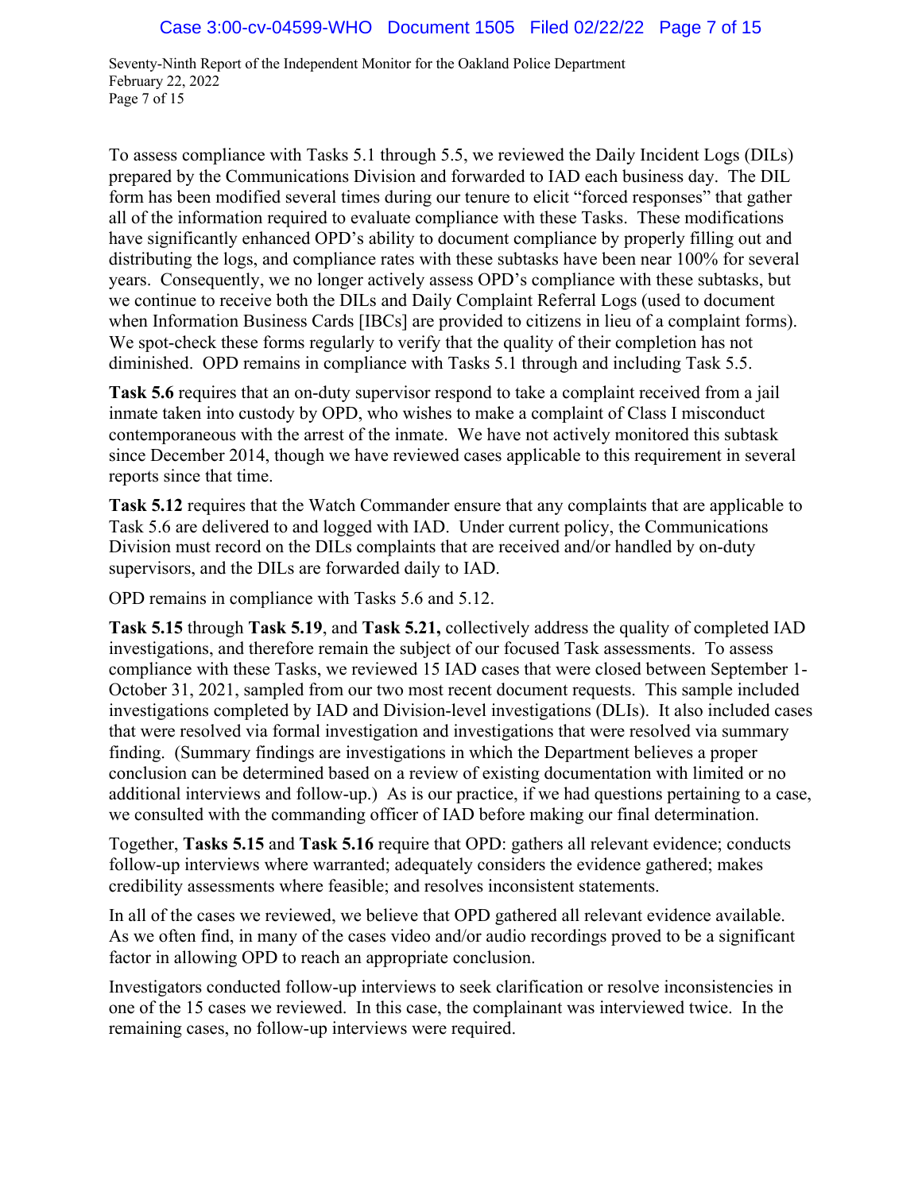To assess compliance with Tasks 5.1 through 5.5, we reviewed the Daily Incident Logs (DILs) prepared by the Communications Division and forwarded to IAD each business day. The DIL form has been modified several times during our tenure to elicit "forced responses" that gather all of the information required to evaluate compliance with these Tasks. These modifications have significantly enhanced OPD's ability to document compliance by properly filling out and distributing the logs, and compliance rates with these subtasks have been near 100% for several years. Consequently, we no longer actively assess OPD's compliance with these subtasks, but we continue to receive both the DILs and Daily Complaint Referral Logs (used to document when Information Business Cards [IBCs] are provided to citizens in lieu of a complaint forms). We spot-check these forms regularly to verify that the quality of their completion has not diminished. OPD remains in compliance with Tasks 5.1 through and including Task 5.5.

**Task 5.6** requires that an on-duty supervisor respond to take a complaint received from a jail inmate taken into custody by OPD, who wishes to make a complaint of Class I misconduct contemporaneous with the arrest of the inmate. We have not actively monitored this subtask since December 2014, though we have reviewed cases applicable to this requirement in several reports since that time.

**Task 5.12** requires that the Watch Commander ensure that any complaints that are applicable to Task 5.6 are delivered to and logged with IAD. Under current policy, the Communications Division must record on the DILs complaints that are received and/or handled by on-duty supervisors, and the DILs are forwarded daily to IAD.

OPD remains in compliance with Tasks 5.6 and 5.12.

**Task 5.15** through **Task 5.19**, and **Task 5.21,** collectively address the quality of completed IAD investigations, and therefore remain the subject of our focused Task assessments. To assess compliance with these Tasks, we reviewed 15 IAD cases that were closed between September 1-October 31, 2021, sampled from our two most recent document requests. This sample included investigations completed by IAD and Division-level investigations (DLIs). It also included cases that were resolved via formal investigation and investigations that were resolved via summary finding. (Summary findings are investigations in which the Department believes a proper conclusion can be determined based on a review of existing documentation with limited or no additional interviews and follow-up.) As is our practice, if we had questions pertaining to a case, we consulted with the commanding officer of IAD before making our final determination.

Together, **Tasks 5.15** and **Task 5.16** require that OPD: gathers all relevant evidence; conducts follow-up interviews where warranted; adequately considers the evidence gathered; makes credibility assessments where feasible; and resolves inconsistent statements.

In all of the cases we reviewed, we believe that OPD gathered all relevant evidence available. As we often find, in many of the cases video and/or audio recordings proved to be a significant factor in allowing OPD to reach an appropriate conclusion.

Investigators conducted follow-up interviews to seek clarification or resolve inconsistencies in one of the 15 cases we reviewed. In this case, the complainant was interviewed twice. In the remaining cases, no follow-up interviews were required.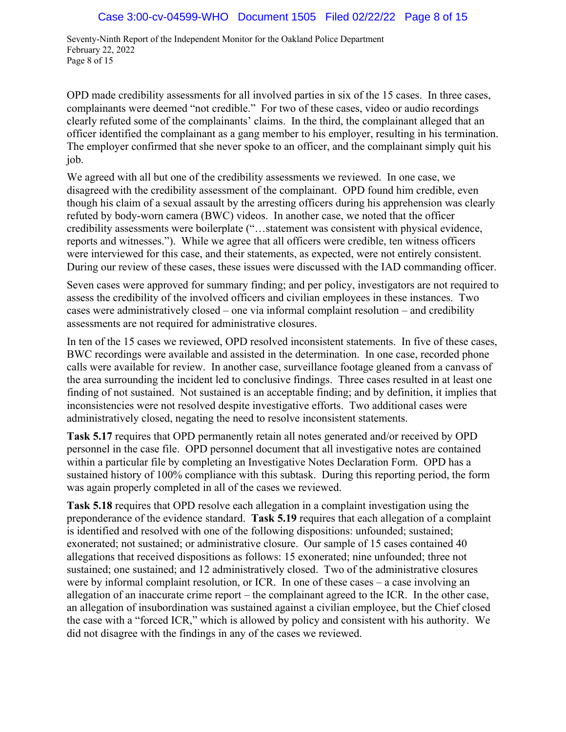OPD made credibility assessments for all involved parties in six of the 15 cases. In three cases, complainants were deemed "not credible." For two of these cases, video or audio recordings clearly refuted some of the complainants' claims. In the third, the complainant alleged that an officer identified the complainant as a gang member to his employer, resulting in his termination. The employer confirmed that she never spoke to an officer, and the complainant simply quit his job.

We agreed with all but one of the credibility assessments we reviewed. In one case, we disagreed with the credibility assessment of the complainant. OPD found him credible, even though his claim of a sexual assault by the arresting officers during his apprehension was clearly refuted by body-worn camera (BWC) videos. In another case, we noted that the officer credibility assessments were boilerplate ("…statement was consistent with physical evidence, reports and witnesses."). While we agree that all officers were credible, ten witness officers were interviewed for this case, and their statements, as expected, were not entirely consistent. During our review of these cases, these issues were discussed with the IAD commanding officer.

Seven cases were approved for summary finding; and per policy, investigators are not required to assess the credibility of the involved officers and civilian employees in these instances. Two cases were administratively closed – one via informal complaint resolution – and credibility assessments are not required for administrative closures.

In ten of the 15 cases we reviewed, OPD resolved inconsistent statements. In five of these cases, BWC recordings were available and assisted in the determination. In one case, recorded phone calls were available for review. In another case, surveillance footage gleaned from a canvass of the area surrounding the incident led to conclusive findings. Three cases resulted in at least one finding of not sustained. Not sustained is an acceptable finding; and by definition, it implies that inconsistencies were not resolved despite investigative efforts. Two additional cases were administratively closed, negating the need to resolve inconsistent statements.

**Task 5.17** requires that OPD permanently retain all notes generated and/or received by OPD personnel in the case file. OPD personnel document that all investigative notes are contained within a particular file by completing an Investigative Notes Declaration Form. OPD has a sustained history of 100% compliance with this subtask. During this reporting period, the form was again properly completed in all of the cases we reviewed.

**Task 5.18** requires that OPD resolve each allegation in a complaint investigation using the preponderance of the evidence standard. **Task 5.19** requires that each allegation of a complaint is identified and resolved with one of the following dispositions: unfounded; sustained; exonerated; not sustained; or administrative closure. Our sample of 15 cases contained 40 allegations that received dispositions as follows: 15 exonerated; nine unfounded; three not sustained; one sustained; and 12 administratively closed. Two of the administrative closures were by informal complaint resolution, or ICR. In one of these cases – a case involving an allegation of an inaccurate crime report – the complainant agreed to the ICR. In the other case, an allegation of insubordination was sustained against a civilian employee, but the Chief closed the case with a "forced ICR," which is allowed by policy and consistent with his authority. We did not disagree with the findings in any of the cases we reviewed.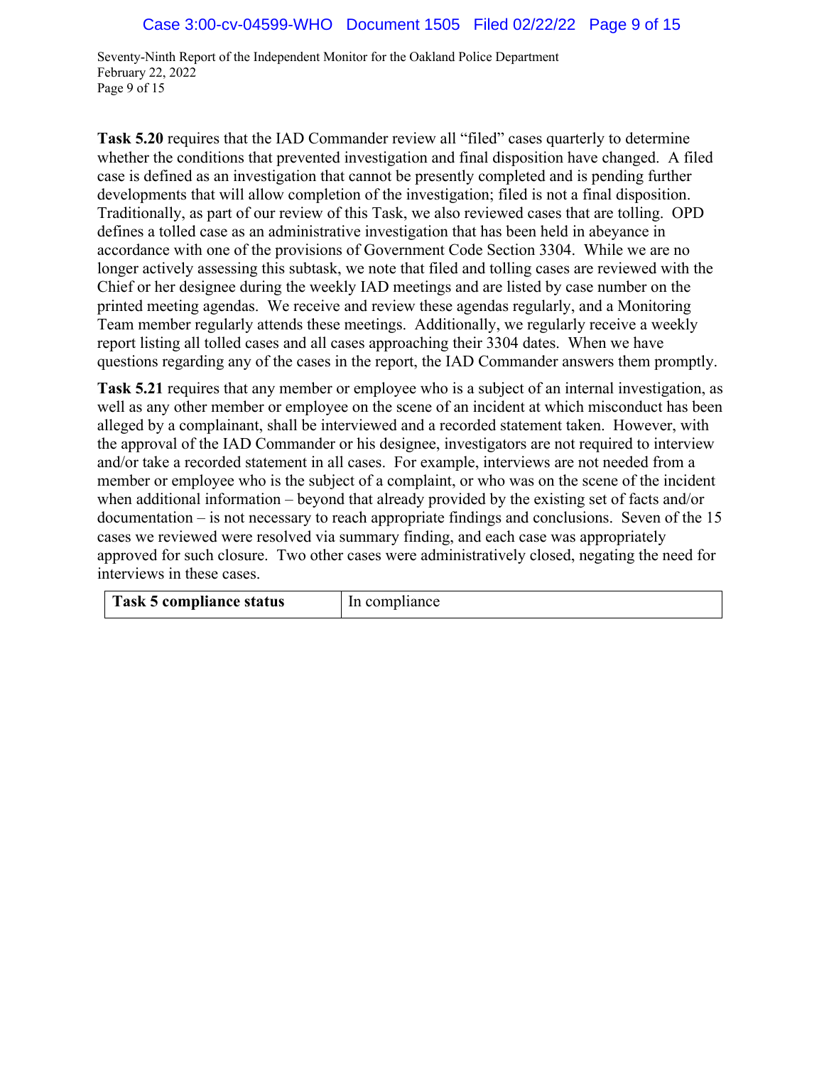**Task 5.20** requires that the IAD Commander review all "filed" cases quarterly to determine whether the conditions that prevented investigation and final disposition have changed. A filed case is defined as an investigation that cannot be presently completed and is pending further developments that will allow completion of the investigation; filed is not a final disposition. Traditionally, as part of our review of this Task, we also reviewed cases that are tolling. OPD defines a tolled case as an administrative investigation that has been held in abeyance in accordance with one of the provisions of Government Code Section 3304. While we are no longer actively assessing this subtask, we note that filed and tolling cases are reviewed with the Chief or her designee during the weekly IAD meetings and are listed by case number on the printed meeting agendas. We receive and review these agendas regularly, and a Monitoring Team member regularly attends these meetings. Additionally, we regularly receive a weekly report listing all tolled cases and all cases approaching their 3304 dates. When we have questions regarding any of the cases in the report, the IAD Commander answers them promptly.

**Task 5.21** requires that any member or employee who is a subject of an internal investigation, as well as any other member or employee on the scene of an incident at which misconduct has been alleged by a complainant, shall be interviewed and a recorded statement taken. However, with the approval of the IAD Commander or his designee, investigators are not required to interview and/or take a recorded statement in all cases. For example, interviews are not needed from a member or employee who is the subject of a complaint, or who was on the scene of the incident when additional information – beyond that already provided by the existing set of facts and/or documentation – is not necessary to reach appropriate findings and conclusions. Seven of the 15 cases we reviewed were resolved via summary finding, and each case was appropriately approved for such closure. Two other cases were administratively closed, negating the need for interviews in these cases.

| | |
|---|---|
| **Task 5 compliance status** | In compliance |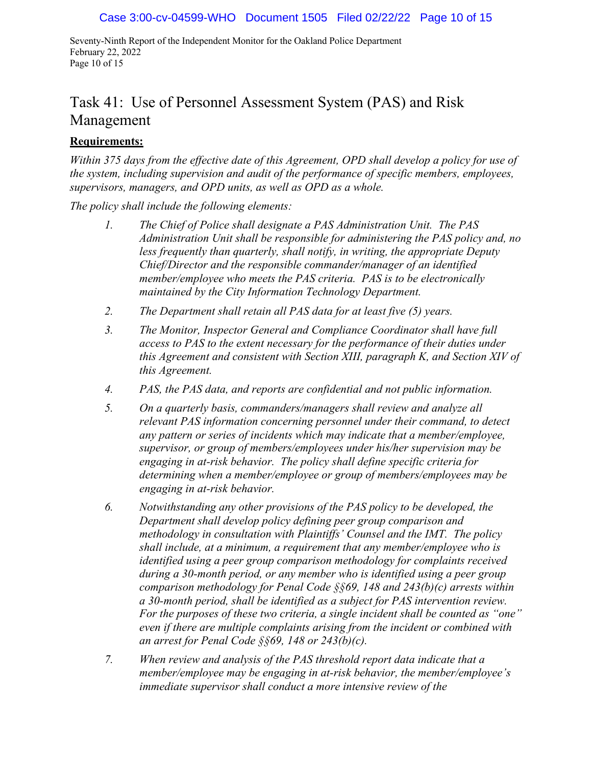# Task 41: Use of Personnel Assessment System (PAS) and Risk Management

**Requirements:**

*Within 375 days from the effective date of this Agreement, OPD shall develop a policy for use of the system, including supervision and audit of the performance of specific members, employees, supervisors, managers, and OPD units, as well as OPD as a whole.*

*The policy shall include the following elements:*

1. *The Chief of Police shall designate a PAS Administration Unit. The PAS Administration Unit shall be responsible for administering the PAS policy and, no less frequently than quarterly, shall notify, in writing, the appropriate Deputy Chief/Director and the responsible commander/manager of an identified member/employee who meets the PAS criteria. PAS is to be electronically maintained by the City Information Technology Department.*
2. *The Department shall retain all PAS data for at least five (5) years.*
3. *The Monitor, Inspector General and Compliance Coordinator shall have full access to PAS to the extent necessary for the performance of their duties under this Agreement and consistent with Section XIII, paragraph K, and Section XIV of this Agreement.*
4. *PAS, the PAS data, and reports are confidential and not public information.*
5. *On a quarterly basis, commanders/managers shall review and analyze all relevant PAS information concerning personnel under their command, to detect any pattern or series of incidents which may indicate that a member/employee, supervisor, or group of members/employees under his/her supervision may be engaging in at-risk behavior. The policy shall define specific criteria for determining when a member/employee or group of members/employees may be engaging in at-risk behavior.*
6. *Notwithstanding any other provisions of the PAS policy to be developed, the Department shall develop policy defining peer group comparison and methodology in consultation with Plaintiffs' Counsel and the IMT. The policy shall include, at a minimum, a requirement that any member/employee who is identified using a peer group comparison methodology for complaints received during a 30-month period, or any member who is identified using a peer group comparison methodology for Penal Code §§69, 148 and 243(b)(c) arrests within a 30-month period, shall be identified as a subject for PAS intervention review. For the purposes of these two criteria, a single incident shall be counted as "one" even if there are multiple complaints arising from the incident or combined with an arrest for Penal Code §§69, 148 or 243(b)(c).*
7. *When review and analysis of the PAS threshold report data indicate that a member/employee may be engaging in at-risk behavior, the member/employee's immediate supervisor shall conduct a more intensive review of the*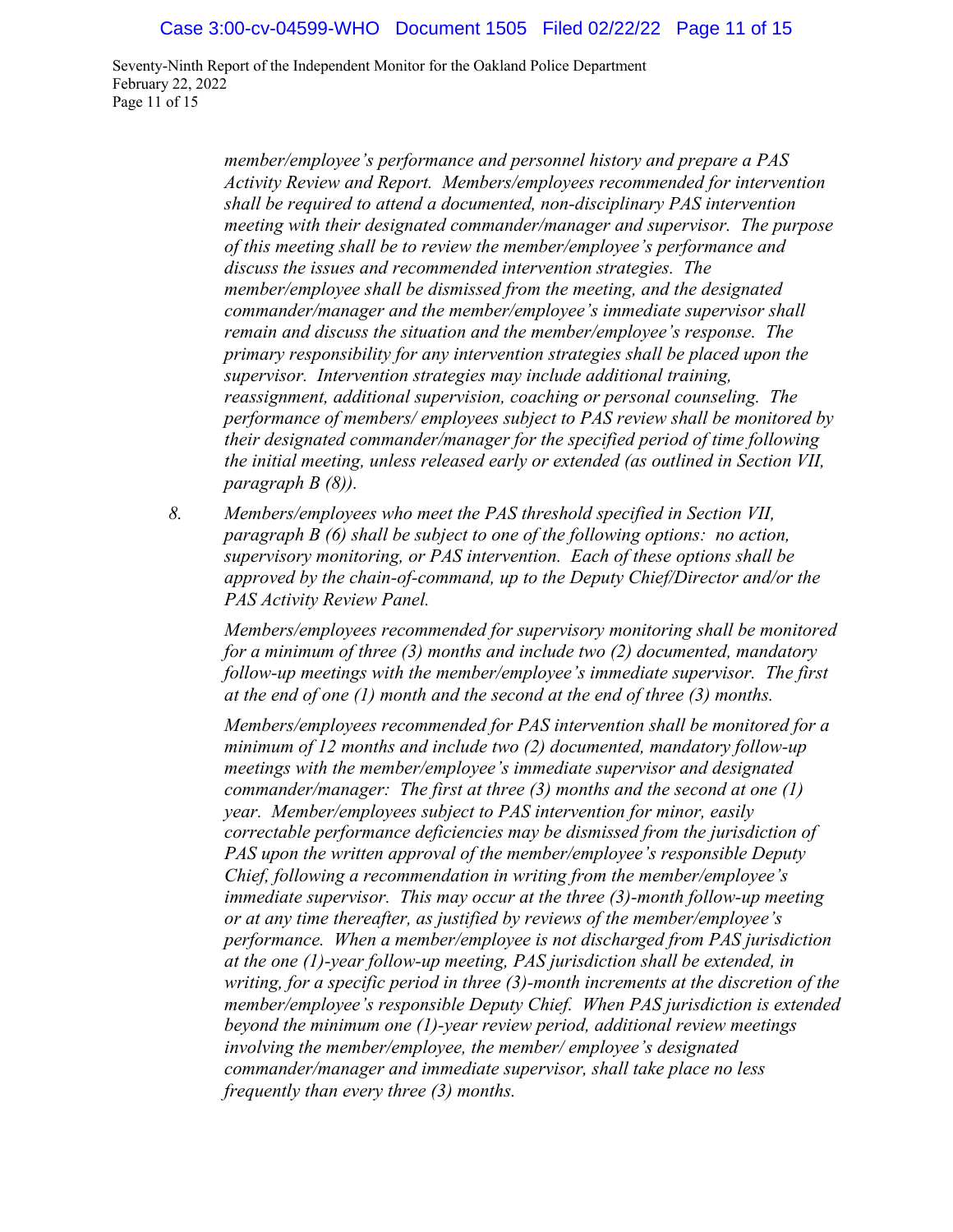*member/employee's performance and personnel history and prepare a PAS Activity Review and Report. Members/employees recommended for intervention shall be required to attend a documented, non-disciplinary PAS intervention meeting with their designated commander/manager and supervisor. The purpose of this meeting shall be to review the member/employee's performance and discuss the issues and recommended intervention strategies. The member/employee shall be dismissed from the meeting, and the designated commander/manager and the member/employee's immediate supervisor shall remain and discuss the situation and the member/employee's response. The primary responsibility for any intervention strategies shall be placed upon the supervisor. Intervention strategies may include additional training, reassignment, additional supervision, coaching or personal counseling. The performance of members/ employees subject to PAS review shall be monitored by their designated commander/manager for the specified period of time following the initial meeting, unless released early or extended (as outlined in Section VII, paragraph B (8)).*

8. *Members/employees who meet the PAS threshold specified in Section VII, paragraph B (6) shall be subject to one of the following options: no action, supervisory monitoring, or PAS intervention. Each of these options shall be approved by the chain-of-command, up to the Deputy Chief/Director and/or the PAS Activity Review Panel.*

   *Members/employees recommended for supervisory monitoring shall be monitored for a minimum of three (3) months and include two (2) documented, mandatory follow-up meetings with the member/employee's immediate supervisor. The first at the end of one (1) month and the second at the end of three (3) months.*

   *Members/employees recommended for PAS intervention shall be monitored for a minimum of 12 months and include two (2) documented, mandatory follow-up meetings with the member/employee's immediate supervisor and designated commander/manager: The first at three (3) months and the second at one (1) year. Member/employees subject to PAS intervention for minor, easily correctable performance deficiencies may be dismissed from the jurisdiction of PAS upon the written approval of the member/employee's responsible Deputy Chief, following a recommendation in writing from the member/employee's immediate supervisor. This may occur at the three (3)-month follow-up meeting or at any time thereafter, as justified by reviews of the member/employee's performance. When a member/employee is not discharged from PAS jurisdiction at the one (1)-year follow-up meeting, PAS jurisdiction shall be extended, in writing, for a specific period in three (3)-month increments at the discretion of the member/employee's responsible Deputy Chief. When PAS jurisdiction is extended beyond the minimum one (1)-year review period, additional review meetings involving the member/employee, the member/ employee's designated commander/manager and immediate supervisor, shall take place no less frequently than every three (3) months.*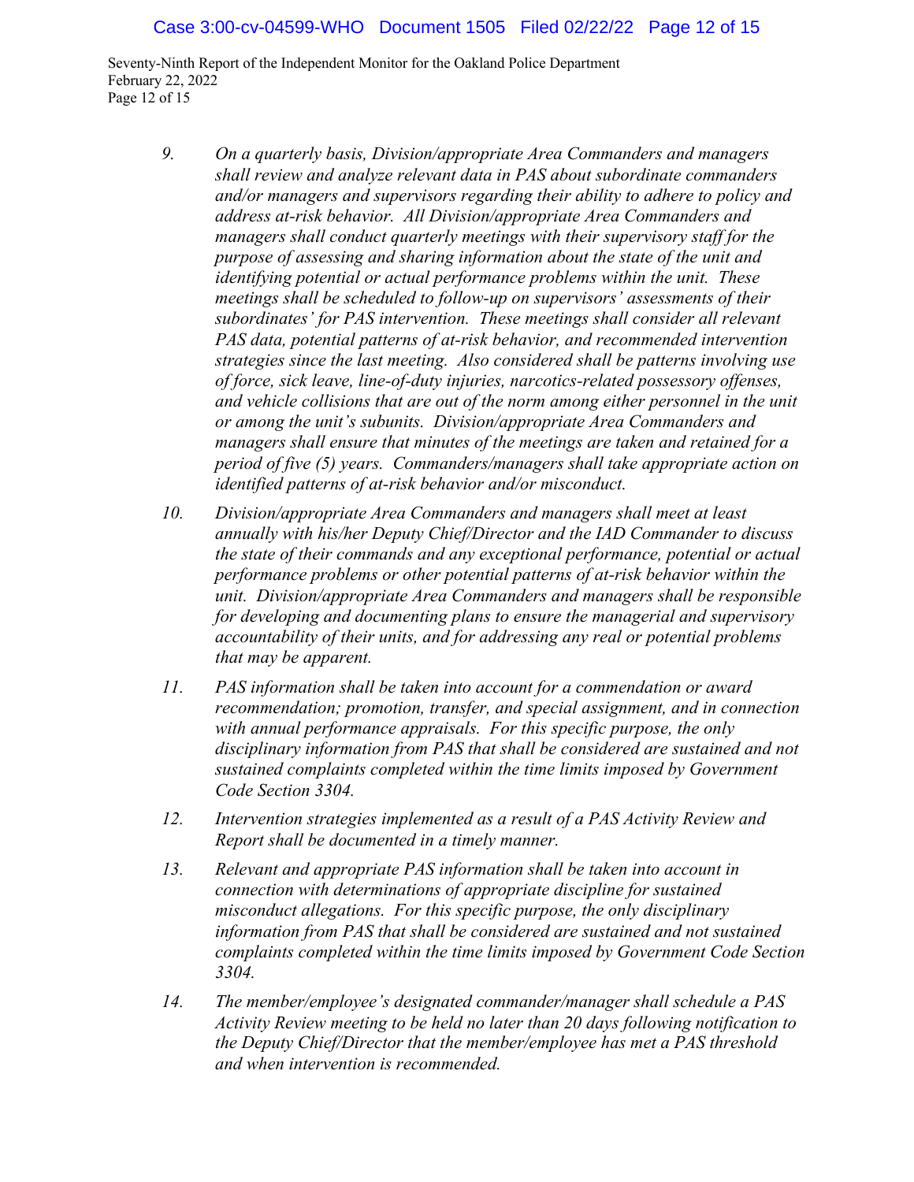9. *On a quarterly basis, Division/appropriate Area Commanders and managers shall review and analyze relevant data in PAS about subordinate commanders and/or managers and supervisors regarding their ability to adhere to policy and address at-risk behavior. All Division/appropriate Area Commanders and managers shall conduct quarterly meetings with their supervisory staff for the purpose of assessing and sharing information about the state of the unit and identifying potential or actual performance problems within the unit. These meetings shall be scheduled to follow-up on supervisors' assessments of their subordinates' for PAS intervention. These meetings shall consider all relevant PAS data, potential patterns of at-risk behavior, and recommended intervention strategies since the last meeting. Also considered shall be patterns involving use of force, sick leave, line-of-duty injuries, narcotics-related possessory offenses, and vehicle collisions that are out of the norm among either personnel in the unit or among the unit's subunits. Division/appropriate Area Commanders and managers shall ensure that minutes of the meetings are taken and retained for a period of five (5) years. Commanders/managers shall take appropriate action on identified patterns of at-risk behavior and/or misconduct.*

10. *Division/appropriate Area Commanders and managers shall meet at least annually with his/her Deputy Chief/Director and the IAD Commander to discuss the state of their commands and any exceptional performance, potential or actual performance problems or other potential patterns of at-risk behavior within the unit. Division/appropriate Area Commanders and managers shall be responsible for developing and documenting plans to ensure the managerial and supervisory accountability of their units, and for addressing any real or potential problems that may be apparent.*

11. *PAS information shall be taken into account for a commendation or award recommendation; promotion, transfer, and special assignment, and in connection with annual performance appraisals. For this specific purpose, the only disciplinary information from PAS that shall be considered are sustained and not sustained complaints completed within the time limits imposed by Government Code Section 3304.*

12. *Intervention strategies implemented as a result of a PAS Activity Review and Report shall be documented in a timely manner.*

13. *Relevant and appropriate PAS information shall be taken into account in connection with determinations of appropriate discipline for sustained misconduct allegations. For this specific purpose, the only disciplinary information from PAS that shall be considered are sustained and not sustained complaints completed within the time limits imposed by Government Code Section 3304.*

14. *The member/employee's designated commander/manager shall schedule a PAS Activity Review meeting to be held no later than 20 days following notification to the Deputy Chief/Director that the member/employee has met a PAS threshold and when intervention is recommended.*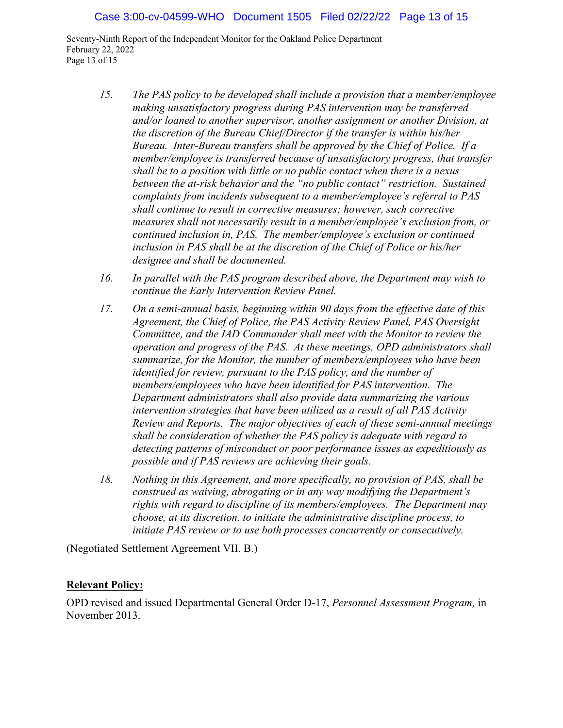15. *The PAS policy to be developed shall include a provision that a member/employee making unsatisfactory progress during PAS intervention may be transferred and/or loaned to another supervisor, another assignment or another Division, at the discretion of the Bureau Chief/Director if the transfer is within his/her Bureau. Inter-Bureau transfers shall be approved by the Chief of Police. If a member/employee is transferred because of unsatisfactory progress, that transfer shall be to a position with little or no public contact when there is a nexus between the at-risk behavior and the "no public contact" restriction. Sustained complaints from incidents subsequent to a member/employee's referral to PAS shall continue to result in corrective measures; however, such corrective measures shall not necessarily result in a member/employee's exclusion from, or continued inclusion in, PAS. The member/employee's exclusion or continued inclusion in PAS shall be at the discretion of the Chief of Police or his/her designee and shall be documented.*

16. *In parallel with the PAS program described above, the Department may wish to continue the Early Intervention Review Panel.*

17. *On a semi-annual basis, beginning within 90 days from the effective date of this Agreement, the Chief of Police, the PAS Activity Review Panel, PAS Oversight Committee, and the IAD Commander shall meet with the Monitor to review the operation and progress of the PAS. At these meetings, OPD administrators shall summarize, for the Monitor, the number of members/employees who have been identified for review, pursuant to the PAS policy, and the number of members/employees who have been identified for PAS intervention. The Department administrators shall also provide data summarizing the various intervention strategies that have been utilized as a result of all PAS Activity Review and Reports. The major objectives of each of these semi-annual meetings shall be consideration of whether the PAS policy is adequate with regard to detecting patterns of misconduct or poor performance issues as expeditiously as possible and if PAS reviews are achieving their goals.*

18. *Nothing in this Agreement, and more specifically, no provision of PAS, shall be construed as waiving, abrogating or in any way modifying the Department's rights with regard to discipline of its members/employees. The Department may choose, at its discretion, to initiate the administrative discipline process, to initiate PAS review or to use both processes concurrently or consecutively.*

(Negotiated Settlement Agreement VII. B.)

**Relevant Policy:**

OPD revised and issued Departmental General Order D-17, *Personnel Assessment Program,* in November 2013.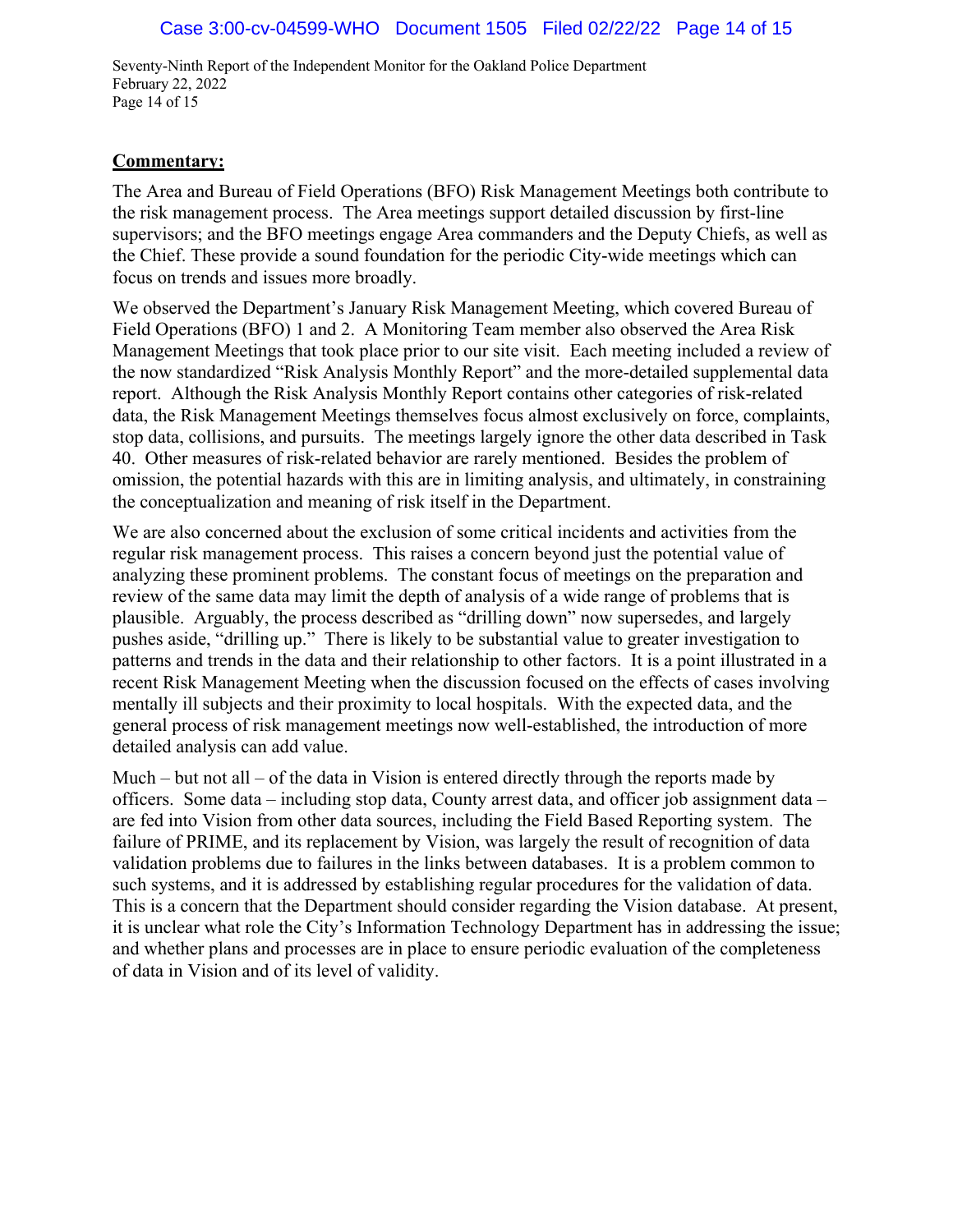**Commentary:**

The Area and Bureau of Field Operations (BFO) Risk Management Meetings both contribute to the risk management process. The Area meetings support detailed discussion by first-line supervisors; and the BFO meetings engage Area commanders and the Deputy Chiefs, as well as the Chief. These provide a sound foundation for the periodic City-wide meetings which can focus on trends and issues more broadly.

We observed the Department's January Risk Management Meeting, which covered Bureau of Field Operations (BFO) 1 and 2. A Monitoring Team member also observed the Area Risk Management Meetings that took place prior to our site visit. Each meeting included a review of the now standardized "Risk Analysis Monthly Report" and the more-detailed supplemental data report. Although the Risk Analysis Monthly Report contains other categories of risk-related data, the Risk Management Meetings themselves focus almost exclusively on force, complaints, stop data, collisions, and pursuits. The meetings largely ignore the other data described in Task 40. Other measures of risk-related behavior are rarely mentioned. Besides the problem of omission, the potential hazards with this are in limiting analysis, and ultimately, in constraining the conceptualization and meaning of risk itself in the Department.

We are also concerned about the exclusion of some critical incidents and activities from the regular risk management process. This raises a concern beyond just the potential value of analyzing these prominent problems. The constant focus of meetings on the preparation and review of the same data may limit the depth of analysis of a wide range of problems that is plausible. Arguably, the process described as "drilling down" now supersedes, and largely pushes aside, "drilling up." There is likely to be substantial value to greater investigation to patterns and trends in the data and their relationship to other factors. It is a point illustrated in a recent Risk Management Meeting when the discussion focused on the effects of cases involving mentally ill subjects and their proximity to local hospitals. With the expected data, and the general process of risk management meetings now well-established, the introduction of more detailed analysis can add value.

Much – but not all – of the data in Vision is entered directly through the reports made by officers. Some data – including stop data, County arrest data, and officer job assignment data – are fed into Vision from other data sources, including the Field Based Reporting system. The failure of PRIME, and its replacement by Vision, was largely the result of recognition of data validation problems due to failures in the links between databases. It is a problem common to such systems, and it is addressed by establishing regular procedures for the validation of data. This is a concern that the Department should consider regarding the Vision database. At present, it is unclear what role the City's Information Technology Department has in addressing the issue; and whether plans and processes are in place to ensure periodic evaluation of the completeness of data in Vision and of its level of validity.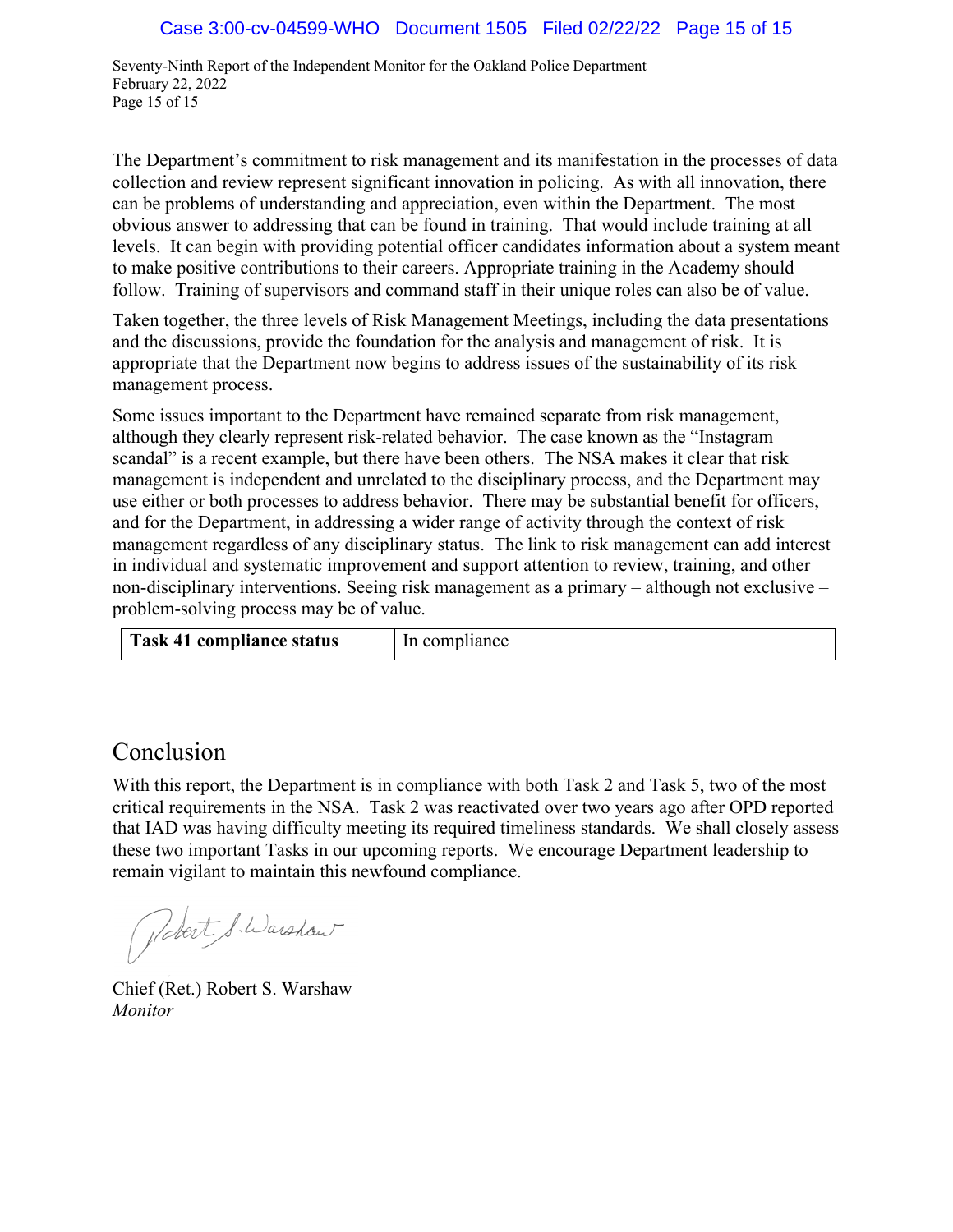The Department's commitment to risk management and its manifestation in the processes of data collection and review represent significant innovation in policing. As with all innovation, there can be problems of understanding and appreciation, even within the Department. The most obvious answer to addressing that can be found in training. That would include training at all levels. It can begin with providing potential officer candidates information about a system meant to make positive contributions to their careers. Appropriate training in the Academy should follow. Training of supervisors and command staff in their unique roles can also be of value.

Taken together, the three levels of Risk Management Meetings, including the data presentations and the discussions, provide the foundation for the analysis and management of risk. It is appropriate that the Department now begins to address issues of the sustainability of its risk management process.

Some issues important to the Department have remained separate from risk management, although they clearly represent risk-related behavior. The case known as the "Instagram scandal" is a recent example, but there have been others. The NSA makes it clear that risk management is independent and unrelated to the disciplinary process, and the Department may use either or both processes to address behavior. There may be substantial benefit for officers, and for the Department, in addressing a wider range of activity through the context of risk management regardless of any disciplinary status. The link to risk management can add interest in individual and systematic improvement and support attention to review, training, and other non-disciplinary interventions. Seeing risk management as a primary – although not exclusive – problem-solving process may be of value.

| | |
|---|---|
| **Task 41 compliance status** | In compliance |

## Conclusion

With this report, the Department is in compliance with both Task 2 and Task 5, two of the most critical requirements in the NSA. Task 2 was reactivated over two years ago after OPD reported that IAD was having difficulty meeting its required timeliness standards. We shall closely assess these two important Tasks in our upcoming reports. We encourage Department leadership to remain vigilant to maintain this newfound compliance.

Chief (Ret.) Robert S. Warshaw
*Monitor*